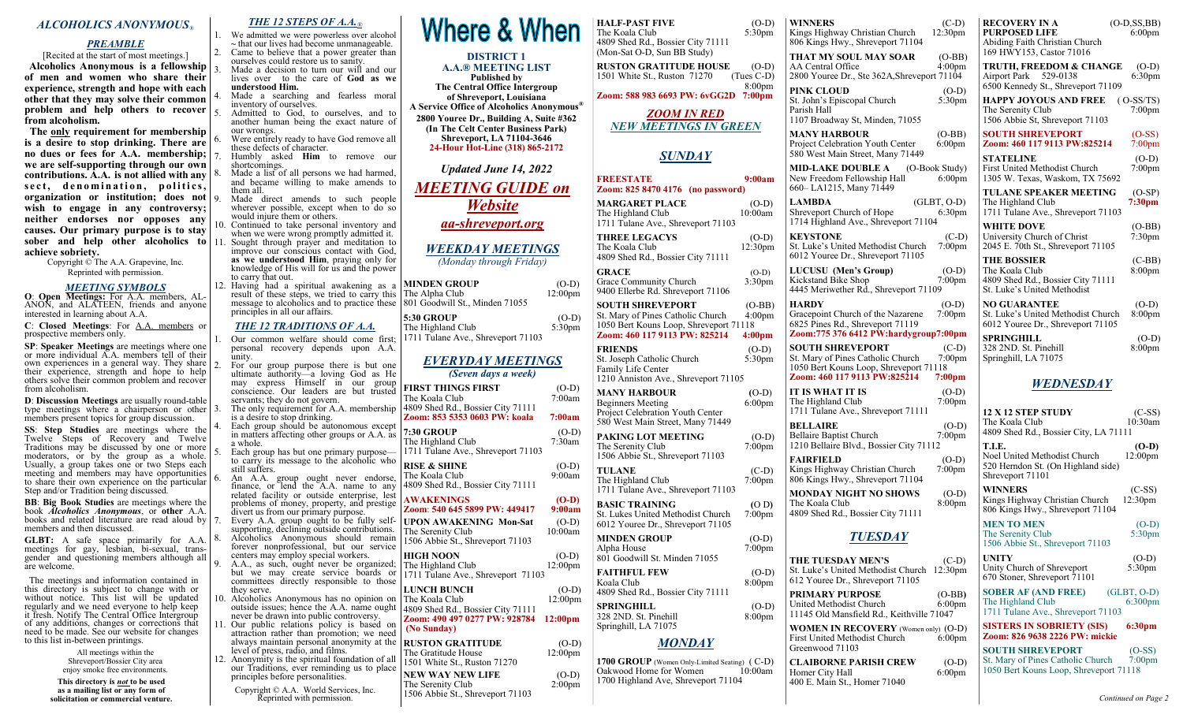## *ALCOHOLICS ANONYMOUS®*

### *PREAMBLE*

[Recited at the start of most meetings.]

**Alcoholics Anonymous is a fellowship of men and women who share their experience, strength and hope with each other that they may solve their common problem and help others to recover from alcoholism.**

**The only requirement for membership is a desire to stop drinking. There are no dues or fees for A.A. membership; we are self-supporting through our own contributions. A.A. is not allied with any sect, denomination, politics, organization or institution; does not wish to engage in any controversy; neither endorses nor opposes any causes. Our primary purpose is to stay sober and help other alcoholics to achieve sobriety.**

Copyright © The A.A. Grapevine, Inc.
Reprinted with permission.

### *MEETING SYMBOLS*

**O**: **Open Meetings**: For A.A. members, AL-ANON, and ALATEEN, friends and anyone interested in learning about A.A.

**C**: **Closed Meetings**: For A.A. members or prospective members only.

**SP**: **Speaker Meetings** are meetings where one or more individual A.A. members tell of their own experiences in a general way. They share their experience, strength and hope to help others solve their common problem and recover from alcoholism.

**D**: **Discussion Meetings** are usually round-table type meetings where a chairperson or other members present topics for group discussion.

**SS**: **Step Studies** are meetings where the Twelve Steps of Recovery and Twelve Traditions may be discussed by one or more moderators, or by the group as a whole. Usually, a group takes one or two Steps each meeting and members may have opportunities to share their own experience on the particular Step and/or Tradition being discussed.

**BB**: **Big Book Studies** are meetings where the book *Alcoholics Anonymous*, or **other** A.A. books and related literature are read aloud by members and then discussed.

**GLBT:** A safe space primarily for A.A. meetings for gay, lesbian, bi-sexual, trans-gender and questioning members although all are welcome.

The meetings and information contained in this directory is subject to change with or without notice. This list will be updated regularly and we need everyone to help keep it fresh. Notify The Central Office Intergroup of any additions, changes or corrections that need to be made. See our website for changes to this list in-between printings.

All meetings within the Shreveport/Bossier City area enjoy smoke free environments.

**This directory is *not* to be used as a mailing list or any form of solicitation or commercial venture.**

### *THE 12 STEPS OF A.A.®*

1. We admitted we were powerless over alcohol ~ that our lives had become unmanageable.
2. Came to believe that a power greater than ourselves could restore us to sanity.
3. Made a decision to turn our will and our lives over to the care of **God as we understood Him.**
4. Made a searching and fearless moral inventory of ourselves.
5. Admitted to God, to ourselves, and to another human being the exact nature of our wrongs.
6. Were entirely ready to have God remove all these defects of character.
7. Humbly asked **Him** to remove our shortcomings.
8. Made a list of all persons we had harmed, and became willing to make amends to them all.
9. Made direct amends to such people wherever possible, except when to do so would injure them or others.
10. Continued to take personal inventory and when we were wrong promptly admitted it.
11. Sought through prayer and meditation to improve our conscious contact with God, **as we understood Him**, praying only for knowledge of His will for us and the power to carry that out.
12. Having had a spiritual awakening as a result of these steps, we tried to carry this message to alcoholics and to practice these principles in all our affairs.

### *THE 12 TRADITIONS OF A.A.*

1. Our common welfare should come first; personal recovery depends upon A.A. unity.
2. For our group purpose there is but one ultimate authority—a loving God as He may express Himself in our group conscience. Our leaders are but trusted servants; they do not govern.
3. The only requirement for A.A. membership is a desire to stop drinking.
4. Each group should be autonomous except in matters affecting other groups or A.A. as a whole.
5. Each group has but one primary purpose—to carry its message to the alcoholic who still suffers.
6. An A.A. group ought never endorse, finance, or lend the A.A. name to any related facility or outside enterprise, lest problems of money, property, and prestige divert us from our primary purpose.
7. Every A.A. group ought to be fully self-supporting, declining outside contributions.
8. Alcoholics Anonymous should remain forever nonprofessional, but our service centers may employ special workers.
9. A.A., as such, ought never be organized; but we may create service boards or committees directly responsible to those they serve.
10. Alcoholics Anonymous has no opinion on outside issues; hence the A.A. name ought never be drawn into public controversy.
11. Our public relations policy is based on attraction rather than promotion; we need always maintain personal anonymity at the level of press, radio, and films.
12. Anonymity is the spiritual foundation of all our Traditions, ever reminding us to place principles before personalities.

Copyright © A.A. World Services, Inc.
Reprinted with permission.

# Where & When

**DISTRICT 1**
**A.A.® MEETING LIST**
**Published by**
**The Central Office Intergroup of Shreveport, Louisiana**
**A Service Office of Alcoholics Anonymous®**
**2800 Youree Dr., Building A, Suite #362**
**(In The Celt Center Business Park)**
**Shreveport, LA 71104-3646**
**24-Hour Hot-Line (318) 865-2172**

***Updated June 14, 2022***

## *MEETING GUIDE on Website*

***aa-shreveport.org***

## *WEEKDAY MEETINGS*
*(Monday through Friday)*

**MINDEN GROUP** (O-D)
The Alpha Club 12:00pm
801 Goodwill St., Minden 71055

**5:30 GROUP** (O-D)
The Highland Club 5:30pm
1711 Tulane Ave., Shreveport 71103

## *EVERYDAY MEETINGS*
*(Seven days a week)*

**FIRST THINGS FIRST** (O-D)
The Koala Club 7:00am
4809 Shed Rd., Bossier City 71111
**Zoom: 853 5353 0603 PW: koala 7:00am**

**7:30 GROUP** (O-D)
The Highland Club 7:30am
1711 Tulane Ave., Shreveport 71103

**RISE & SHINE** (O-D)
The Koala Club 9:00am
4809 Shed Rd., Bossier City 71111

**AWAKENINGS (O-D)**
**Zoom: 540 645 5899 PW: 449417 9:00am**

**UPON AWAKENING Mon-Sat** (O-D)
The Serenity Club 10:00am
1506 Abbie St., Shreveport 71103

**HIGH NOON** (O-D)
The Highland Club 12:00pm
1711 Tulane Ave., Shreveport 71103

**LUNCH BUNCH** (O-D)
The Koala Club 12:00pm
4809 Shed Rd., Bossier City 71111
**Zoom: 490 497 0277 PW: 928784 12:00pm**
**(No Sunday)**

**RUSTON GRATITUDE** (O-D)
The Gratitude House 12:00pm
1501 White St., Ruston 71270

**NEW WAY NEW LIFE** (O-D)
The Serenity Club 2:00pm
1506 Abbie St., Shreveport 71103

**HALF-PAST FIVE** (O-D)
The Koala Club 5:30pm
4809 Shed Rd., Bossier City 71111
(Mon-Sat O-D, Sun BB Study)

**RUSTON GRATITUDE HOUSE** (O-D)
1501 White St., Ruston 71270 (Tues C-D) 8:00pm
**Zoom: 588 983 6693 PW: 6vGG2D 7:00pm**

***ZOOM IN RED***
***NEW MEETINGS IN GREEN***

## *SUNDAY*

**FREESTATE 9:00am**
**Zoom: 825 8470 4176 (no password)**

**MARGARET PLACE** (O-D)
The Highland Club 10:00am
1711 Tulane Ave., Shreveport 71103

**THREE LEGACYS** (O-D)
The Koala Club 12:30pm
4809 Shed Rd., Bossier City 71111

**GRACE** (O-D)
Grace Community Church 3:30pm
9400 Ellerbe Rd. Shreveport 71106

**SOUTH SHREVEPORT** (O-BB)
St. Mary of Pines Catholic Church 4:00pm
1050 Bert Kouns Loop, Shreveport 71118
**Zoom: 460 117 9113 PW: 825214 4:00pm**

**FRIENDS** (O-D)
St. Joseph Catholic Church 5:30pm
Family Life Center
1210 Anniston Ave., Shreveport 71105

**MANY HARBOUR (O-D)**
Beginners Meeting 6:00pm
Project Celebration Youth Center
580 West Main Street, Many 71449

**PAKING LOT MEETING** (O-D)
The Serenity Club 7:00pm
1506 Abbie St., Shreveport 71103

**TULANE** (C-D)
The Highland Club 7:00pm
1711 Tulane Ave., Shreveport 71103

**BASIC TRAINING** (O D)
St. Lukes United Methodist Church 7:00pm
6012 Youree Dr., Shreveport 71105

**MINDEN GROUP** (O-D)
Alpha House 7:00pm
801 Goodwill St. Minden 71055

**FAITHFUL FEW** (O-D)
Koala Club 8:00pm
4809 Shed Rd., Bossier City 71111

**SPRINGHILL** (O-D)
328 2ND. St. Pinehill 8:00pm
Springhill, LA 71075

## *MONDAY*

**1700 GROUP** (Women Only-Limited Seating) ( C-D)
Oakwood Home for Women 10:00am
1700 Highland Ave, Shreveport 71104

**WINNERS** (C-D)
Kings Highway Christian Church 12:30pm
806 Kings Hwy., Shreveport 71104

**THAT MY SOUL MAY SOAR** (O-BB)
AA Central Office 4:00pm
2800 Youree Dr., Ste 362A,Shreveport 71104

**PINK CLOUD** (O-D)
St. John's Episcopal Church 5:30pm
Parish Hall
1107 Broadway St, Minden, 71055

**MANY HARBOUR** (O-BB)
Project Celebration Youth Center 6:00pm
580 West Main Street, Many 71449

**MID-LAKE DOUBLE A** (O-Book Study)
New Freedom Fellowship Hall 6:00pm
660– LA1215, Many 71449

**LAMBDA** (GLBT, O-D)
Shreveport Church of Hope 6:30pm
1714 Highland Ave., Shreveport 71104

**KEYSTONE** (C-D)
St. Luke's United Methodist Church 7:00pm
6012 Youree Dr., Shreveport 71105

**LUCUSU (Men's Group)** (O-D)
Kickstand Bike Shop 7:00pm
4445 Meriwether Rd., Shreveport 71109

**HARDY** (O-D)
Gracepoint Church of the Nazarene 7:00pm
6825 Pines Rd., Shreveport 71119
**Zoom:775 376 6412 PW:hardygroup7:00pm**

**SOUTH SHREVEPORT** (C-D)
St. Mary of Pines Catholic Church 7:00pm
1050 Bert Kouns Loop, Shreveport 71118
**Zoom: 460 117 9113 PW:825214 7:00pm**

**IT IS WHAT IT IS** (O-D)
The Highland Club 7:00pm
1711 Tulane Ave., Shreveport 71111

**BELLAIRE** (O-D)
Bellaire Baptist Church 7:00pm
1210 Bellaire Blvd., Bossier City 71112

**FAIRFIELD** (O-D)
Kings Highway Christian Church 7:00pm
806 Kings Hwy., Shreveport 71104

**MONDAY NIGHT NO SHOWS** (O-D)
The Koala Club 8:00pm
4809 Shed Rd., Bossier City 71111

## *TUESDAY*

**THE TUESDAY MEN'S** (C-D)
St. Luke's United Methodist Church 12:30pm
612 Youree Dr., Shreveport 71105

**PRIMARY PURPOSE** (O-BB)
United Methodist Church 6:00pm
11145 Old Mansfield Rd., Keithville 71047

**WOMEN IN RECOVERY** (Women only) (O-D)
First United Methodist Church 6:00pm
Greenwood 71103

**CLAIBORNE PARISH CREW** (O-D)
Homer City Hall 6:00pm
400 E. Main St., Homer 71040

**RECOVERY IN A** (O-D,SS,BB)
**PURPOSED LIFE** 6:00pm
Abiding Faith Christian Church
169 HWY153, Castor 71016

**TRUTH, FREEDOM & CHANGE** (O-D)
Airport Park 529-0138 6:30pm
6500 Kennedy St., Shreveport 71109

**HAPPY JOYOUS AND FREE** ( O-SS/TS)
The Serenity Club 7:00pm
1506 Abbie St, Shreveport 71103

**SOUTH SHREVEPORT** (O-SS)
**Zoom: 460 117 9113 PW:825214** 7:00pm

**STATELINE** (O-D)
First United Methodist Church 7:00pm
1305 W. Texas, Waskom, TX 75692

**TULANE SPEAKER MEETING** (O-SP)
The Highland Club **7:30pm**
1711 Tulane Ave., Shreveport 71103

**WHITE DOVE** (O-BB)
University Church of Christ 7:30pm
2045 E. 70th St., Shreveport 71105

**THE BOSSIER** (C-BB)
The Koala Club 8:00pm
4809 Shed Rd., Bossier City 71111
St. Luke's United Methodist

**NO GUARANTEE** (O-D)
St. Luke's United Methodist Church 8:00pm
6012 Youree Dr., Shreveport 71105

**SPRINGHILL** (O-D)
328 2ND. St. Pinehill 8:00pm
Springhill, LA 71075

## *WEDNESDAY*

**12 X 12 STEP STUDY** (C-SS)
The Koala Club 10:30am
4809 Shed Rd., Bossier City, LA 71111

**T.I.E. (O-D)**
Noel United Methodist Church 12:00pm
520 Herndon St. (On Highland side)
Shreveport 71101

**WINNERS** (C-SS)
Kings Highway Christian Church 12:30pm
806 Kings Hwy., Shreveport 71104

**MEN TO MEN** (O-D)
The Serenity Club 5:30pm
1506 Abbie St., Shreveport 71103

**UNITY** (O-D)
Unity Church of Shreveport 5:30pm
670 Stoner, Shreveport 71101

**SOBER AF (AND FREE)** (GLBT, O-D)
The Highland Club 6:300pm
1711 Tulane Ave., Shreveport 71103

**SISTERS IN SOBRIETY (SIS) 6:30pm**
**Zoom: 826 9638 2226 PW: mickie**

**SOUTH SHREVEPORT** (O-SS)
St. Mary of Pines Catholic Church 7:00pm
1050 Bert Kouns Loop, Shreveport 71118

*Continued on Page 2*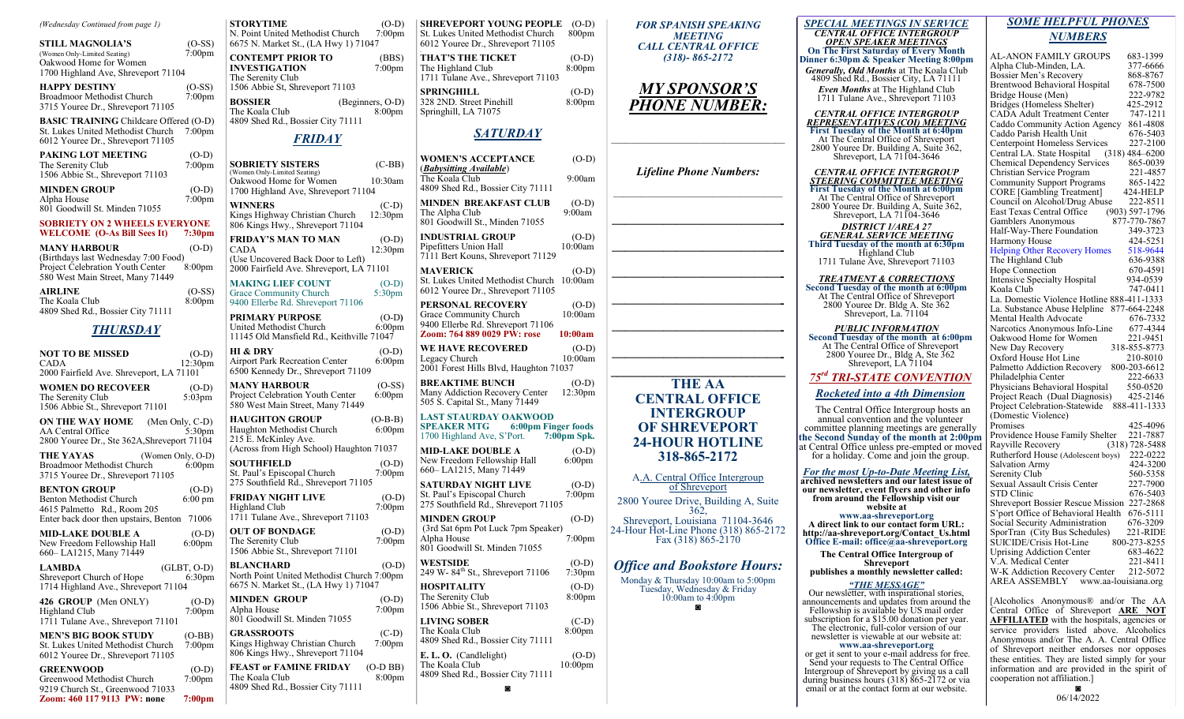*(Wednesday Continued from page 1)*

**STILL MAGNOLIA'S** (O-SS)
(Women Only-Limited Seating) 7:00pm
Oakwood Home for Women
1700 Highland Ave, Shreveport 71104

**HAPPY DESTINY** (O-SS)
Broadmoor Methodist Church 7:00pm
3715 Youree Dr., Shreveport 71105

**BASIC TRAINING** Childcare Offered (O-D)
St. Lukes United Methodist Church 7:00pm
6012 Youree Dr., Shreveport 71105

**PAKING LOT MEETING** (O-D)
The Serenity Club 7:00pm
1506 Abbie St., Shreveport 71103

**MINDEN GROUP** (O-D)
Alpha House 7:00pm
801 Goodwill St. Minden 71055

**SOBRIETY ON 2 WHEELS EVERYONE WELCOME (O-As Bill Sees It) 7:30pm**

**MANY HARBOUR** (O-D)
(Birthdays last Wednesday 7:00 Food)
Project Celebration Youth Center 8:00pm
580 West Main Street, Many 71449

**AIRLINE** (O-SS)
The Koala Club 8:00pm
4809 Shed Rd., Bossier City 71111

## *THURSDAY*

**NOT TO BE MISSED** (O-D)
CADA 12:30pm
2000 Fairfield Ave. Shreveport, LA 71101

**WOMEN DO RECOVEER** (O-D)
The Serenity Club 5:03pm
1506 Abbie St., Shreveport 71101

**ON THE WAY HOME** (Men Only, C-D)
AA Central Office 5:30pm
2800 Youree Dr., Ste 362A,Shreveport 71104

**THE YAYAS** (Women Only, O-D)
Broadmoor Methodist Church 6:00pm
3715 Youree Dr., Shreveport 71105

**BENTON GROUP** (O-D)
Benton Methodist Church 6:00 pm
4615 Palmetto Rd., Room 205
Enter back door then upstairs, Benton 71006

**MID-LAKE DOUBLE A** (O-D)
New Freedom Fellowship Hall 6:00pm
660– LA1215, Many 71449

**LAMBDA** (GLBT, O-D)
Shreveport Church of Hope 6:30pm
1714 Highland Ave., Shreveport 71104

**426 GROUP** (Men ONLY) (O-D)
Highland Club 7:00pm
1711 Tulane Ave., Shreveport 71101

**MEN'S BIG BOOK STUDY** (O-BB)
St. Lukes United Methodist Church 7:00pm
6012 Youree Dr., Shreveport 71105

**GREENWOOD** (O-D)
Greenwood Methodist Church 7:00pm
9219 Church St., Greenwood 71033
**Zoom: 460 117 9113 PW: none 7:00pm**

**STORYTIME** (O-D)
N. Point United Methodist Church 7:00pm
6675 N. Market St., (LA Hwy 1) 71047

**CONTEMPT PRIOR TO INVESTIGATION** (BBS) 7:00pm
The Serenity Club
1506 Abbie St., Shreveport 71103

**BOSSIER** (Beginners, O-D)
The Koala Club 8:00pm
4809 Shed Rd., Bossier City 71111

## *FRIDAY*

**SOBRIETY SISTERS** (C-BB)
(Women Only-Limited Seating)
Oakwood Home for Women 10:30am
1700 Highland Ave, Shreveport 71104

**WINNERS** (C-D)
Kings Highway Christian Church 12:30pm
806 Kings Hwy., Shreveport 71104

**FRIDAY'S MAN TO MAN** (O-D)
CADA 12:30pm
(Use Uncovered Back Door to Left)
2000 Fairfield Ave. Shreveport, LA 71101

**MAKING LIEF COUNT** (O-D)
Grace Community Church 5:30pm
9400 Ellerbe Rd. Shreveport 71106

**PRIMARY PURPOSE** (O-D)
United Methodist Church 6:00pm
11145 Old Mansfield Rd., Keithville 71047

**HI & DRY** (O-D)
Airport Park Recreation Center 6:00pm
6500 Kennedy Dr., Shreveport 71109

**MANY HARBOUR** (O-SS)
Project Celebration Youth Center 6:00pm
580 West Main Street, Many 71449

**HAUGHTON GROUP** (O-B-B)
Haughton Methodist Church 6:00pm
215 E. McKinley Ave.
(Across from High School) Haughton 71037

**SOUTHFIELD** (O-D)
St. Paul's Episcopal Church 7:00pm
275 Southfield Rd., Shreveport 71105

**FRIDAY NIGHT LIVE** (O-D)
Highland Club 7:00pm
1711 Tulane Ave., Shreveport 71103

**OUT OF BONDAGE** (O-D)
The Serenity Club 7:00pm
1506 Abbie St., Shreveport 71101

**BLANCHARD** (O-D)
North Point United Methodist Church 7:00pm
6675 N. Market St., (LA Hwy 1) 71047

**MINDEN GROUP** (O-D)
Alpha House 7:00pm
801 Goodwill St. Minden 71055

**GRASSROOTS** (C-D)
Kings Highway Christian Church 7:00pm
806 Kings Hwy., Shreveport 71104

**FEAST or FAMINE FRIDAY** (O-D BB)
The Koala Club 8:00pm
4809 Shed Rd., Bossier City 71111

**SHREVEPORT YOUNG PEOPLE** (O-D)
St. Lukes United Methodist Church 800pm
6012 Youree Dr., Shreveport 71105

**THAT'S THE TICKET** (O-D)
The Highland Club 8:00pm
1711 Tulane Ave., Shreveport 71103

**SPRINGHILL** (O-D)
328 2ND. Street Pinehill 8:00pm
Springhill, LA 71075

## *SATURDAY*

**WOMEN'S ACCEPTANCE** (O-D)
(*Babysitting Available*)
The Koala Club 9:00am
4809 Shed Rd., Bossier City 71111

**MINDEN BREAKFAST CLUB** (O-D)
The Alpha Club 9:00am
801 Goodwill St., Minden 71055

**INDUSTRIAL GROUP** (O-D)
Pipefitters Union Hall 10:00am
7111 Bert Kouns, Shreveport 71129

**MAVERICK** (O-D)
St. Lukes United Methodist Church 10:00am
6012 Youree Dr., Shreveport 71105

**PERSONAL RECOVERY** (O-D)
Grace Community Church 10:00am
9400 Ellerbe Rd. Shreveport 71106
**Zoom: 764 889 0029 PW: rose 10:00am**

**WE HAVE RECOVERED** (O-D)
Legacy Church 10:00am
2001 Forest Hills Blvd, Haughton 71037

**BREAKTIME BUNCH** (O-D)
Many Addiction Recovery Center 12:30pm
505 S. Capital St., Many 71449

**LAST STAURDAY OAKWOOD SPEAKER MTG 6:00pm Finger foods**
1700 Highland Ave, S'Port. **7:00pm Spk.**

**MID-LAKE DOUBLE A** (O-D)
New Freedom Fellowship Hall 6:00pm
660– LA1215, Many 71449

**SATURDAY NIGHT LIVE** (O-D)
St. Paul's Episcopal Church 7:00pm
275 Southfield Rd., Shreveport 71105

**MINDEN GROUP** (O-D)
(3rd Sat 6pm Pot Luck 7pm Speaker)
Alpha House 7:00pm
801 Goodwill St. Minden 71055

**WESTSIDE** (O-D)
249 W- 84th St., Shreveport 71106 7:30pm

**HOSPITALITY** (O-D)
The Serenity Club 8:00pm
1506 Abbie St., Shreveport 71103

**LIVING SOBER** (C-D)
The Koala Club 8:00pm
4809 Shed Rd., Bossier City 71111

**E. L. O.** (Candlelight) (O-D)
The Koala Club 10:00pm
4809 Shed Rd., Bossier City 71111

*FOR SPANISH SPEAKING MEETING CALL CENTRAL OFFICE (318)- 865-2172*

## *MY SPONSOR'S PHONE NUMBER:*

______________________

*Lifeline Phone Numbers:*

______________________

______________________

______________________

______________________

______________________

______________________

______________________

## THE AA CENTRAL OFFICE INTERGROUP OF SHREVEPORT 24-HOUR HOTLINE 318-865-2172

A.A. Central Office Intergroup of Shreveport
2800 Youree Drive, Building A, Suite 362,
Shreveport, Louisiana 71104-3646
24-Hour Hot-Line Phone (318) 865-2172
Fax (318) 865-2170

### *Office and Bookstore Hours:*

Monday & Thursday 10:00am to 5:00pm
Tuesday, Wednesday & Friday 10:00am to 4:00pm

### *SPECIAL MEETINGS IN SERVICE*

***CENTRAL OFFICE INTERGROUP OPEN SPEAKER MEETINGS***
**On The First Saturday of Every Month Dinner 6:30pm & Speaker Meeting 8:00pm**
*Generally, Odd Months* at The Koala Club
4809 Shed Rd., Bossier City, LA 71111
*Even Months* at The Highland Club
1711 Tulane Ave., Shreveport 71103

***CENTRAL OFFICE INTERGROUP REPRESENTATIVES (COI) MEETING***
**First Tuesday of the Month at 6:40pm**
At The Central Office of Shreveport
2800 Youree Dr. Building A, Suite 362,
Shreveport, LA 71104-3646

***CENTRAL OFFICE INTERGROUP STEERING COMMITTEE MEETING***
**First Tuesday of the Month at 6:00pm**
At The Central Office of Shreveport
2800 Youree Dr. Building A, Suite 362,
Shreveport, LA 71104-3646

***DISTRICT 1/AREA 27 GENERAL SERVICE MEETING***
**Third Tuesday of the month at 6:30pm**
Highland Club
1711 Tulane Ave, Shreveport 71103

***TREATMENT & CORRECTIONS***
**Second Tuesday of the month at 6:00pm**
At The Central Office of Shreveport
2800 Youree Dr. Bldg A. Ste 362
Shreveport, La. 71104

***PUBLIC INFORMATION***
**Second Tuesday of the month at 6:00pm**
At The Central Office of Shreveport
2800 Youree Dr., Bldg A, Ste 362
Shreveport, LA 71104

### *75rd TRI-STATE CONVENTION*

***Rocketed into a 4th Dimension***

The Central Office Intergroup hosts an annual convention and the volunteer committee planning meetings are generally **the Second Sunday of the month at 2:00pm** at Central Office unless pre-empted or moved for a holiday. Come and join the group.

***For the most Up-to-Date Meeting List,*** **archived newsletters and our latest issue of our newsletter, event flyers and other info from around the Fellowship visit our website at**
**www.aa-shreveport.org**
**A direct link to our contact form URL: http://aa-shreveport.org/Contact_Us.html**
**Office E-mail: office@aa-shreveport.org**

**The Central Office Intergroup of Shreveport publishes a monthly newsletter called:**

***"THE MESSAGE"***

Our newsletter, with inspirational stories, announcements and updates from around the Fellowship is available by US mail order subscription for a $15.00 donation per year. The electronic, full-color version of our newsletter is viewable at our website at: **www.aa-shreveport.org** or get it sent to your e-mail address for free. Send your requests to The Central Office Intergroup of Shreveport by giving us a call during business hours (318) 865-2172 or via email or at the contact form at our website.

### *SOME HELPFUL PHONES NUMBERS*

| | |
|---|---|
| AL-ANON FAMILY GROUPS | 683-1399 |
| Alpha Club-Minden, LA. | 377-6666 |
| Bossier Men's Recovery | 868-8767 |
| Brentwood Behavioral Hospital | 678-7500 |
| Bridge House (Men) | 222-9782 |
| Bridges (Homeless Shelter) | 425-2912 |
| CADA Adult Treatment Center | 747-1211 |
| Caddo Community Action Agency | 861-4808 |
| Caddo Parish Health Unit | 676-5403 |
| Centerpoint Homeless Services | 227-2100 |
| Central LA. State Hospital | (318) 484-6200 |
| Chemical Dependency Services | 865-0039 |
| Christian Service Program | 221-4857 |
| Community Support Programs | 865-1422 |
| CORE [Gambling Treatment] | 424-HELP |
| Council on Alcohol/Drug Abuse | 222-8511 |
| East Texas Central Office | (903) 597-1796 |
| Gamblers Anonymous | 877-770-7867 |
| Half-Way-There Foundation | 349-3723 |
| Harmony House | 424-5251 |
| Helping Other Recovery Homes | 518-9644 |
| The Highland Club | 636-9388 |
| Hope Connection | 670-4591 |
| Intensive Specialty Hospital | 934-0539 |
| Koala Club | 747-0411 |
| La. Domestic Violence Hotline | 888-411-1333 |
| La. Substance Abuse Helpline | 877-664-2248 |
| Mental Health Advocate | 676-7332 |
| Narcotics Anonymous Info-Line | 677-4344 |
| Oakwood Home for Women | 221-9451 |
| New Day Recovery | 318-855-8773 |
| Oxford House Hot Line | 210-8010 |
| Palmetto Addiction Recovery | 800-203-6612 |
| Philadelphia Center | 222-6633 |
| Physicians Behavioral Hospital | 550-0520 |
| Project Reach (Dual Diagnosis) | 425-2146 |
| Project Celebration-Statewide (Domestic Violence) | 888-411-1333 |
| Promises | 425-4096 |
| Providence House Family Shelter | 221-7887 |
| Rayville Recovery | (318) 728-5488 |
| Rutherford House (Adolescent boys) | 222-0222 |
| Salvation Army | 424-3200 |
| Serenity Club | 560-5358 |
| Sexual Assault Crisis Center | 227-7900 |
| STD Clinic | 676-5403 |
| Shreveport Bossier Rescue Mission | 227-2868 |
| S'port Office of Behavioral Health | 676-5111 |
| Social Security Administration | 676-3209 |
| SporTran (City Bus Schedules) | 221-RIDE |
| SUICIDE/Crisis Hot-Line | 800-273-8255 |
| Uprising Addiction Center | 683-4622 |
| V.A. Medical Center | 221-8411 |
| W-K Addiction Recovery Center | 212-5072 |
| AREA ASSEMBLY | www.aa-louisiana.org |

[Alcoholics Anonymous® and/or The AA Central Office of Shreveport **ARE NOT AFFILIATED** with the hospitals, agencies or service providers listed above. Alcoholics Anonymous and/or The A. A. Central Office of Shreveport neither endorses nor opposes these entities. They are listed simply for your information and are provided in the spirit of cooperation not affiliation.]

06/14/2022